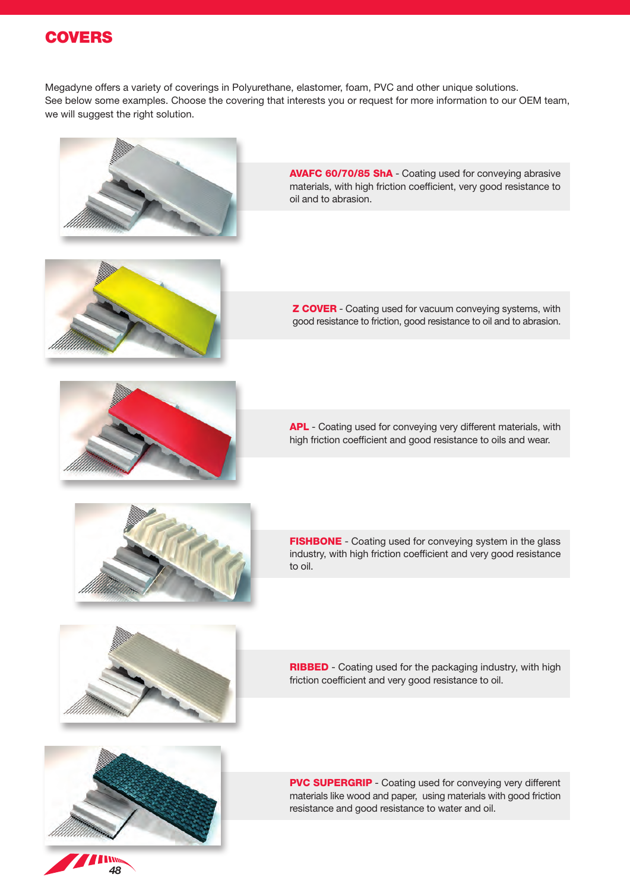# COVERS

Megadyne offers a variety of coverings in Polyurethane, elastomer, foam, PVC and other unique solutions.
See below some examples. Choose the covering that interests you or request for more information to our OEM team, we will suggest the right solution.

**AVAFC 60/70/85 ShA** - Coating used for conveying abrasive materials, with high friction coefficient, very good resistance to oil and to abrasion.

**Z COVER** - Coating used for vacuum conveying systems, with good resistance to friction, good resistance to oil and to abrasion.

**APL** - Coating used for conveying very different materials, with high friction coefficient and good resistance to oils and wear.

**FISHBONE** - Coating used for conveying system in the glass industry, with high friction coefficient and very good resistance to oil.

**RIBBED** - Coating used for the packaging industry, with high friction coefficient and very good resistance to oil.

**PVC SUPERGRIP** - Coating used for conveying very different materials like wood and paper, using materials with good friction resistance and good resistance to water and oil.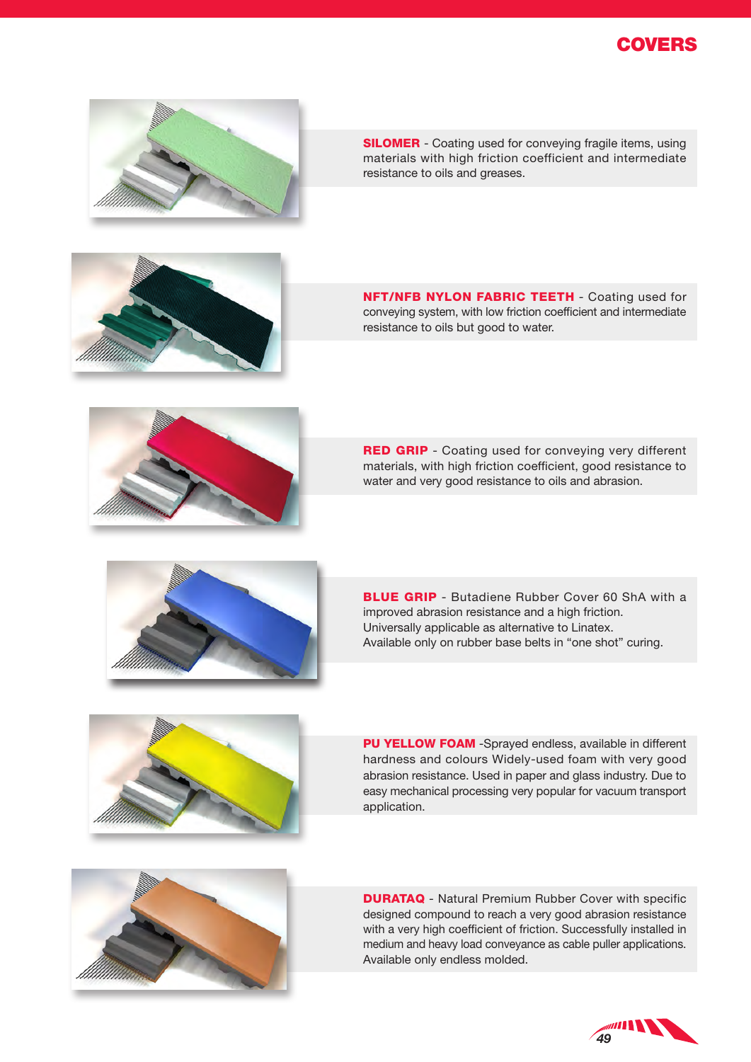# COVERS

**SILOMER** - Coating used for conveying fragile items, using materials with high friction coefficient and intermediate resistance to oils and greases.

**NFT/NFB NYLON FABRIC TEETH** - Coating used for conveying system, with low friction coefficient and intermediate resistance to oils but good to water.

**RED GRIP** - Coating used for conveying very different materials, with high friction coefficient, good resistance to water and very good resistance to oils and abrasion.

**BLUE GRIP** - Butadiene Rubber Cover 60 ShA with a improved abrasion resistance and a high friction.
Universally applicable as alternative to Linatex.
Available only on rubber base belts in "one shot" curing.

**PU YELLOW FOAM** -Sprayed endless, available in different hardness and colours Widely-used foam with very good abrasion resistance. Used in paper and glass industry. Due to easy mechanical processing very popular for vacuum transport application.

**DURATAQ** - Natural Premium Rubber Cover with specific designed compound to reach a very good abrasion resistance with a very high coefficient of friction. Successfully installed in medium and heavy load conveyance as cable puller applications. Available only endless molded.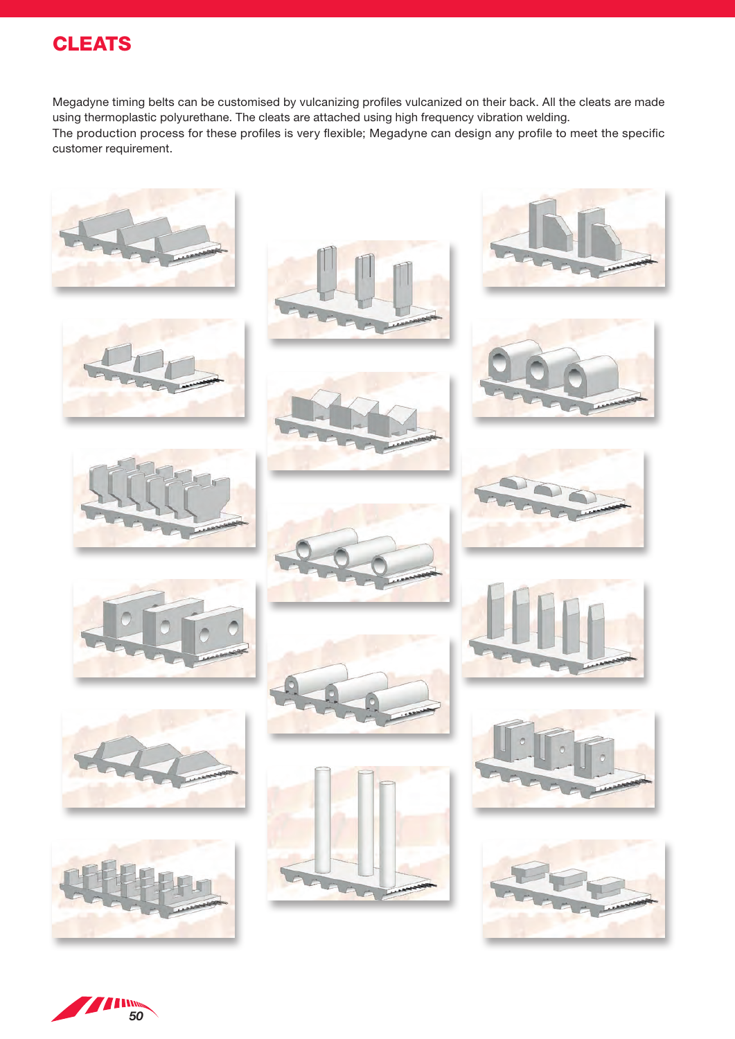# CLEATS

Megadyne timing belts can be customised by vulcanizing profiles vulcanized on their back. All the cleats are made using thermoplastic polyurethane. The cleats are attached using high frequency vibration welding.
The production process for these profiles is very flexible; Megadyne can design any profile to meet the specific customer requirement.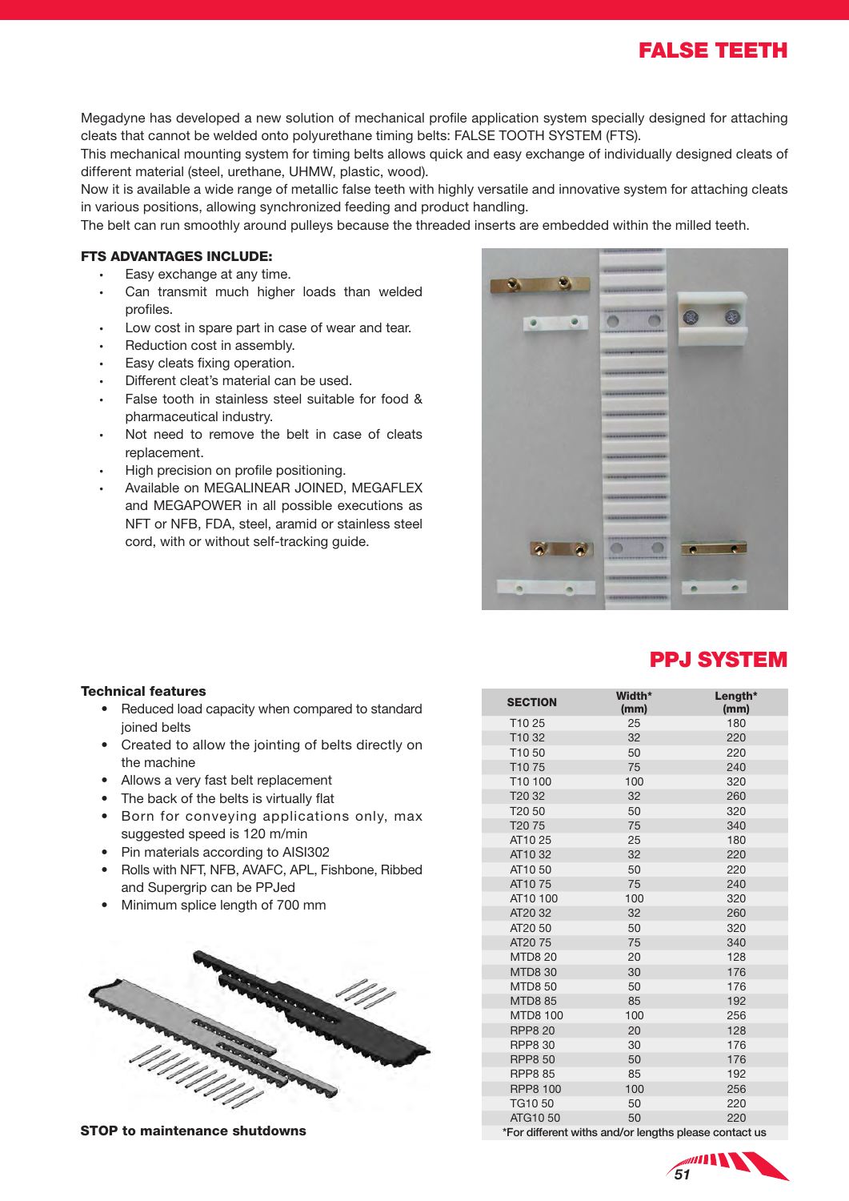## FALSE TEETH

Megadyne has developed a new solution of mechanical profile application system specially designed for attaching cleats that cannot be welded onto polyurethane timing belts: FALSE TOOTH SYSTEM (FTS).
This mechanical mounting system for timing belts allows quick and easy exchange of individually designed cleats of different material (steel, urethane, UHMW, plastic, wood).
Now it is available a wide range of metallic false teeth with highly versatile and innovative system for attaching cleats in various positions, allowing synchronized feeding and product handling.
The belt can run smoothly around pulleys because the threaded inserts are embedded within the milled teeth.

**FTS ADVANTAGES INCLUDE:**

- Easy exchange at any time.
- Can transmit much higher loads than welded profiles.
- Low cost in spare part in case of wear and tear.
- Reduction cost in assembly.
- Easy cleats fixing operation.
- Different cleat's material can be used.
- False tooth in stainless steel suitable for food & pharmaceutical industry.
- Not need to remove the belt in case of cleats replacement.
- High precision on profile positioning.
- Available on MEGALINEAR JOINED, MEGAFLEX and MEGAPOWER in all possible executions as NFT or NFB, FDA, steel, aramid or stainless steel cord, with or without self-tracking guide.

## PPJ SYSTEM

**Technical features**

- Reduced load capacity when compared to standard joined belts
- Created to allow the jointing of belts directly on the machine
- Allows a very fast belt replacement
- The back of the belts is virtually flat
- Born for conveying applications only, max suggested speed is 120 m/min
- Pin materials according to AISI302
- Rolls with NFT, NFB, AVAFC, APL, Fishbone, Ribbed and Supergrip can be PPJed
- Minimum splice length of 700 mm

**STOP to maintenance shutdowns**

| SECTION | Width* (mm) | Length* (mm) |
|---|---|---|
| T10 25 | 25 | 180 |
| T10 32 | 32 | 220 |
| T10 50 | 50 | 220 |
| T10 75 | 75 | 240 |
| T10 100 | 100 | 320 |
| T20 32 | 32 | 260 |
| T20 50 | 50 | 320 |
| T20 75 | 75 | 340 |
| AT10 25 | 25 | 180 |
| AT10 32 | 32 | 220 |
| AT10 50 | 50 | 220 |
| AT10 75 | 75 | 240 |
| AT10 100 | 100 | 320 |
| AT20 32 | 32 | 260 |
| AT20 50 | 50 | 320 |
| AT20 75 | 75 | 340 |
| MTD8 20 | 20 | 128 |
| MTD8 30 | 30 | 176 |
| MTD8 50 | 50 | 176 |
| MTD8 85 | 85 | 192 |
| MTD8 100 | 100 | 256 |
| RPP8 20 | 20 | 128 |
| RPP8 30 | 30 | 176 |
| RPP8 50 | 50 | 176 |
| RPP8 85 | 85 | 192 |
| RPP8 100 | 100 | 256 |
| TG10 50 | 50 | 220 |
| ATG10 50 | 50 | 220 |

*For different withs and/or lengths please contact us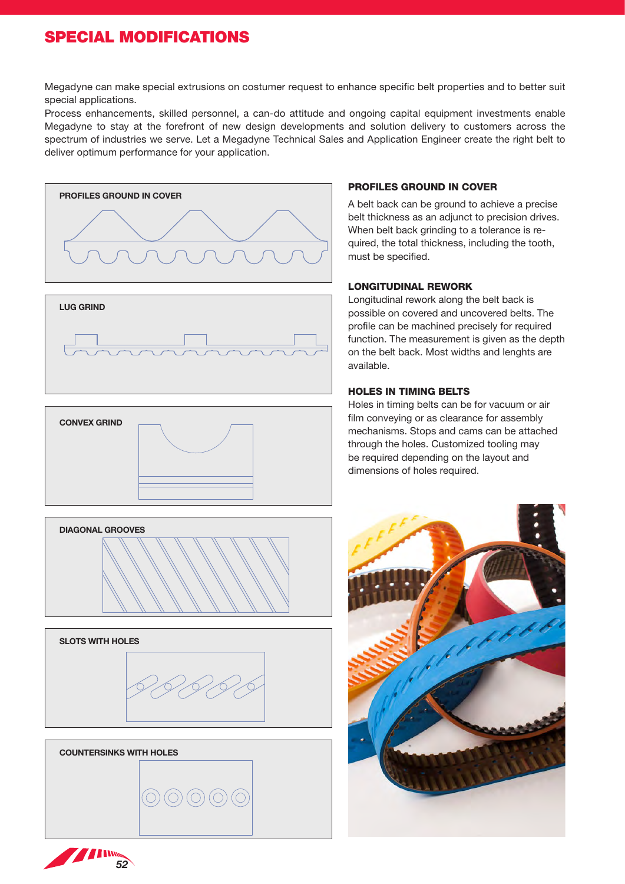# SPECIAL MODIFICATIONS

Megadyne can make special extrusions on costumer request to enhance specific belt properties and to better suit special applications.
Process enhancements, skilled personnel, a can-do attitude and ongoing capital equipment investments enable Megadyne to stay at the forefront of new design developments and solution delivery to customers across the spectrum of industries we serve. Let a Megadyne Technical Sales and Application Engineer create the right belt to deliver optimum performance for your application.

PROFILES GROUND IN COVER

LUG GRIND

CONVEX GRIND

DIAGONAL GROOVES

SLOTS WITH HOLES

COUNTERSINKS WITH HOLES

### PROFILES GROUND IN COVER

A belt back can be ground to achieve a precise belt thickness as an adjunct to precision drives. When belt back grinding to a tolerance is required, the total thickness, including the tooth, must be specified.

### LONGITUDINAL REWORK

Longitudinal rework along the belt back is possible on covered and uncovered belts. The profile can be machined precisely for required function. The measurement is given as the depth on the belt back. Most widths and lenghts are available.

### HOLES IN TIMING BELTS

Holes in timing belts can be for vacuum or air film conveying or as clearance for assembly mechanisms. Stops and cams can be attached through the holes. Customized tooling may be required depending on the layout and dimensions of holes required.